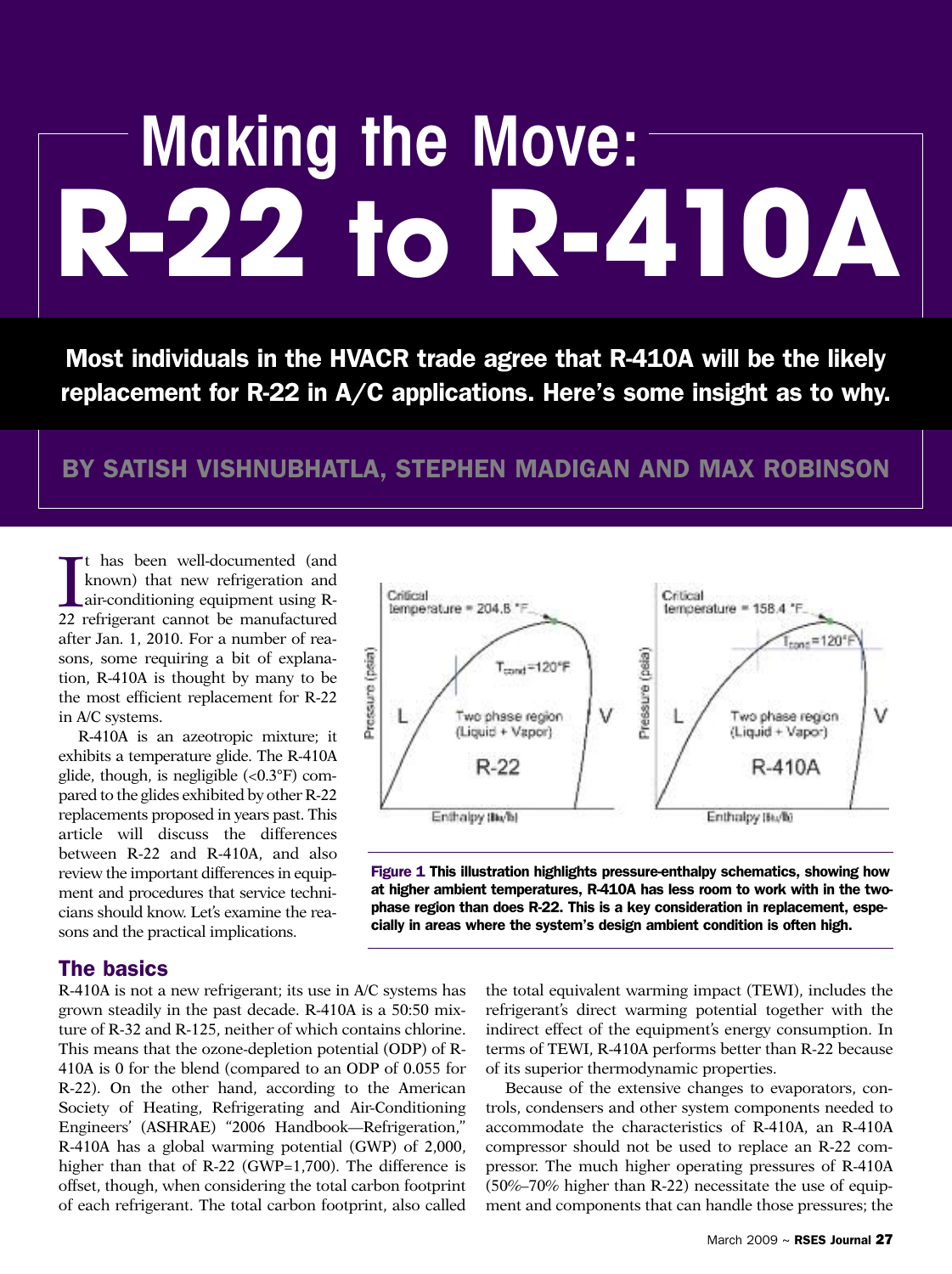# Making the Move: R-22 to R-410A

**Most individuals in the HVACR trade agree that R-410A will be the likely replacement for R-22 in A/C applications. Here's some insight as to why.**

## BY SATISH VISHNUBHATLA, STEPHEN MADIGAN AND MAX ROBINSON

It has been well-documented (and known) that new refrigeration and air-conditioning equipment using R-22 refrigerant cannot be manufactured after Jan. 1, 2010. For a number of reasons, some requiring a bit of explanation, R-410A is thought by many to be the most efficient replacement for R-22 in A/C systems.

R-410A is an azeotropic mixture; it exhibits a temperature glide. The R-410A glide, though, is negligible (<0.3°F) compared to the glides exhibited by other R-22 replacements proposed in years past. This article will discuss the differences between R-22 and R-410A, and also review the important differences in equipment and procedures that service technicians should know. Let's examine the reasons and the practical implications.

**Figure 1** This illustration highlights pressure-enthalpy schematics, showing how at higher ambient temperatures, R-410A has less room to work with in the two-phase region than does R-22. This is a key consideration in replacement, especially in areas where the system's design ambient condition is often high.

### The basics

R-410A is not a new refrigerant; its use in A/C systems has grown steadily in the past decade. R-410A is a 50:50 mixture of R-32 and R-125, neither of which contains chlorine. This means that the ozone-depletion potential (ODP) of R-410A is 0 for the blend (compared to an ODP of 0.055 for R-22). On the other hand, according to the American Society of Heating, Refrigerating and Air-Conditioning Engineers' (ASHRAE) "2006 Handbook—Refrigeration," R-410A has a global warming potential (GWP) of 2,000, higher than that of R-22 (GWP=1,700). The difference is offset, though, when considering the total carbon footprint of each refrigerant. The total carbon footprint, also called the total equivalent warming impact (TEWI), includes the refrigerant's direct warming potential together with the indirect effect of the equipment's energy consumption. In terms of TEWI, R-410A performs better than R-22 because of its superior thermodynamic properties.

Because of the extensive changes to evaporators, controls, condensers and other system components needed to accommodate the characteristics of R-410A, an R-410A compressor should not be used to replace an R-22 compressor. The much higher operating pressures of R-410A (50%–70% higher than R-22) necessitate the use of equipment and components that can handle those pressures; the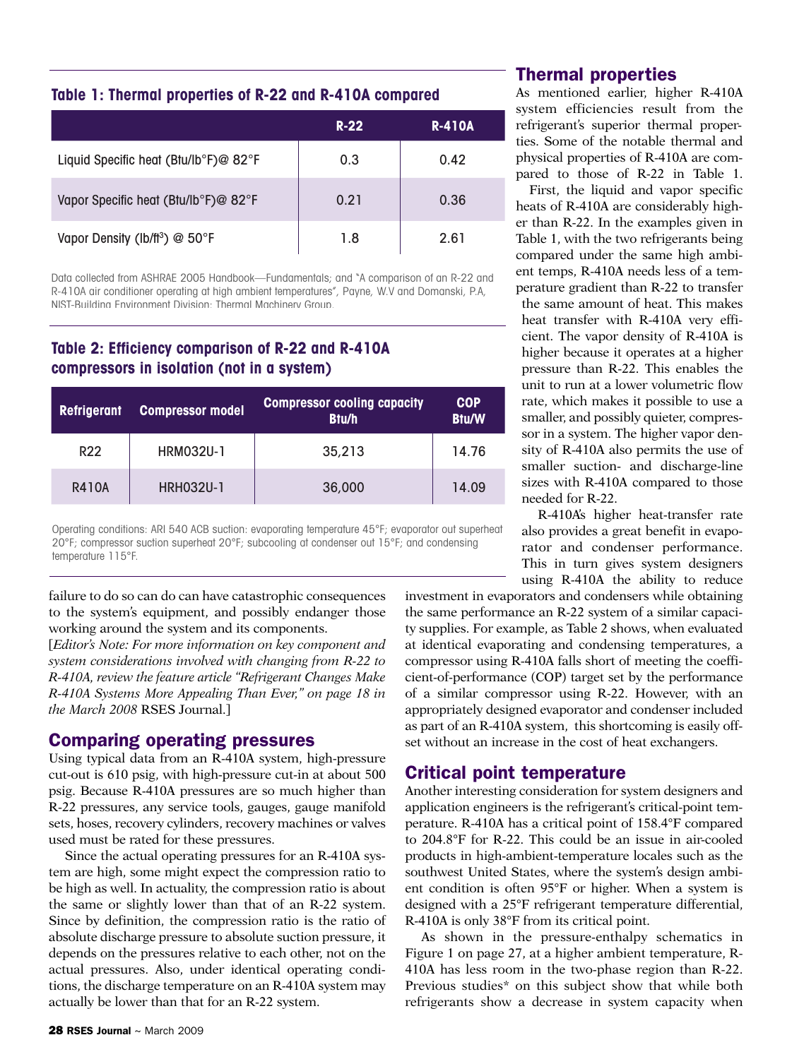### Table 1: Thermal properties of R-22 and R-410A compared

| | R-22 | R-410A |
|---|---|---|
| Liquid Specific heat (Btu/lb°F)@ 82°F | 0.3 | 0.42 |
| Vapor Specific heat (Btu/lb°F)@ 82°F | 0.21 | 0.36 |
| Vapor Density (lb/ft$^3$) @ 50°F | 1.8 | 2.61 |

Data collected from ASHRAE 2005 Handbook—Fundamentals; and "A comparison of an R-22 and R-410A air conditioner operating at high ambient temperatures", Payne, W.V and Domanski, P.A, NIST-Building Environment Division; Thermal Machinery Group.

### Table 2: Efficiency comparison of R-22 and R-410A compressors in isolation (not in a system)

| Refrigerant | Compressor model | Compressor cooling capacity Btu/h | COP Btu/W |
|---|---|---|---|
| R22 | HRM032U-1 | 35,213 | 14.76 |
| R410A | HRH032U-1 | 36,000 | 14.09 |

Operating conditions: ARI 540 ACB suction: evaporating temperature 45°F; evaporator out superheat 20°F; compressor suction superheat 20°F; subcooling at condenser out 15°F; and condensing temperature 115°F.

failure to do so can do can have catastrophic consequences to the system's equipment, and possibly endanger those working around the system and its components.

[*Editor's Note: For more information on key component and system considerations involved with changing from R-22 to R-410A, review the feature article "Refrigerant Changes Make R-410A Systems More Appealing Than Ever," on page 18 in the March 2008* RSES Journal.]

## Comparing operating pressures

Using typical data from an R-410A system, high-pressure cut-out is 610 psig, with high-pressure cut-in at about 500 psig. Because R-410A pressures are so much higher than R-22 pressures, any service tools, gauges, gauge manifold sets, hoses, recovery cylinders, recovery machines or valves used must be rated for these pressures.

Since the actual operating pressures for an R-410A system are high, some might expect the compression ratio to be high as well. In actuality, the compression ratio is about the same or slightly lower than that of an R-22 system. Since by definition, the compression ratio is the ratio of absolute discharge pressure to absolute suction pressure, it depends on the pressures relative to each other, not on the actual pressures. Also, under identical operating conditions, the discharge temperature on an R-410A system may actually be lower than that for an R-22 system.

## Thermal properties

As mentioned earlier, higher R-410A system efficiencies result from the refrigerant's superior thermal properties. Some of the notable thermal and physical properties of R-410A are compared to those of R-22 in Table 1.

First, the liquid and vapor specific heats of R-410A are considerably higher than R-22. In the examples given in Table 1, with the two refrigerants being compared under the same high ambient temps, R-410A needs less of a temperature gradient than R-22 to transfer the same amount of heat. This makes heat transfer with R-410A very efficient. The vapor density of R-410A is higher because it operates at a higher pressure than R-22. This enables the unit to run at a lower volumetric flow rate, which makes it possible to use a smaller, and possibly quieter, compressor in a system. The higher vapor density of R-410A also permits the use of smaller suction- and discharge-line sizes with R-410A compared to those needed for R-22.

R-410A's higher heat-transfer rate also provides a great benefit in evaporator and condenser performance. This in turn gives system designers using R-410A the ability to reduce investment in evaporators and condensers while obtaining the same performance an R-22 system of a similar capacity supplies. For example, as Table 2 shows, when evaluated at identical evaporating and condensing temperatures, a compressor using R-410A falls short of meeting the coefficient-of-performance (COP) target set by the performance of a similar compressor using R-22. However, with an appropriately designed evaporator and condenser included as part of an R-410A system, this shortcoming is easily offset without an increase in the cost of heat exchangers.

## Critical point temperature

Another interesting consideration for system designers and application engineers is the refrigerant's critical-point temperature. R-410A has a critical point of 158.4°F compared to 204.8°F for R-22. This could be an issue in air-cooled products in high-ambient-temperature locales such as the southwest United States, where the system's design ambient condition is often 95°F or higher. When a system is designed with a 25°F refrigerant temperature differential, R-410A is only 38°F from its critical point.

As shown in the pressure-enthalpy schematics in Figure 1 on page 27, at a higher ambient temperature, R-410A has less room in the two-phase region than R-22. Previous studies* on this subject show that while both refrigerants show a decrease in system capacity when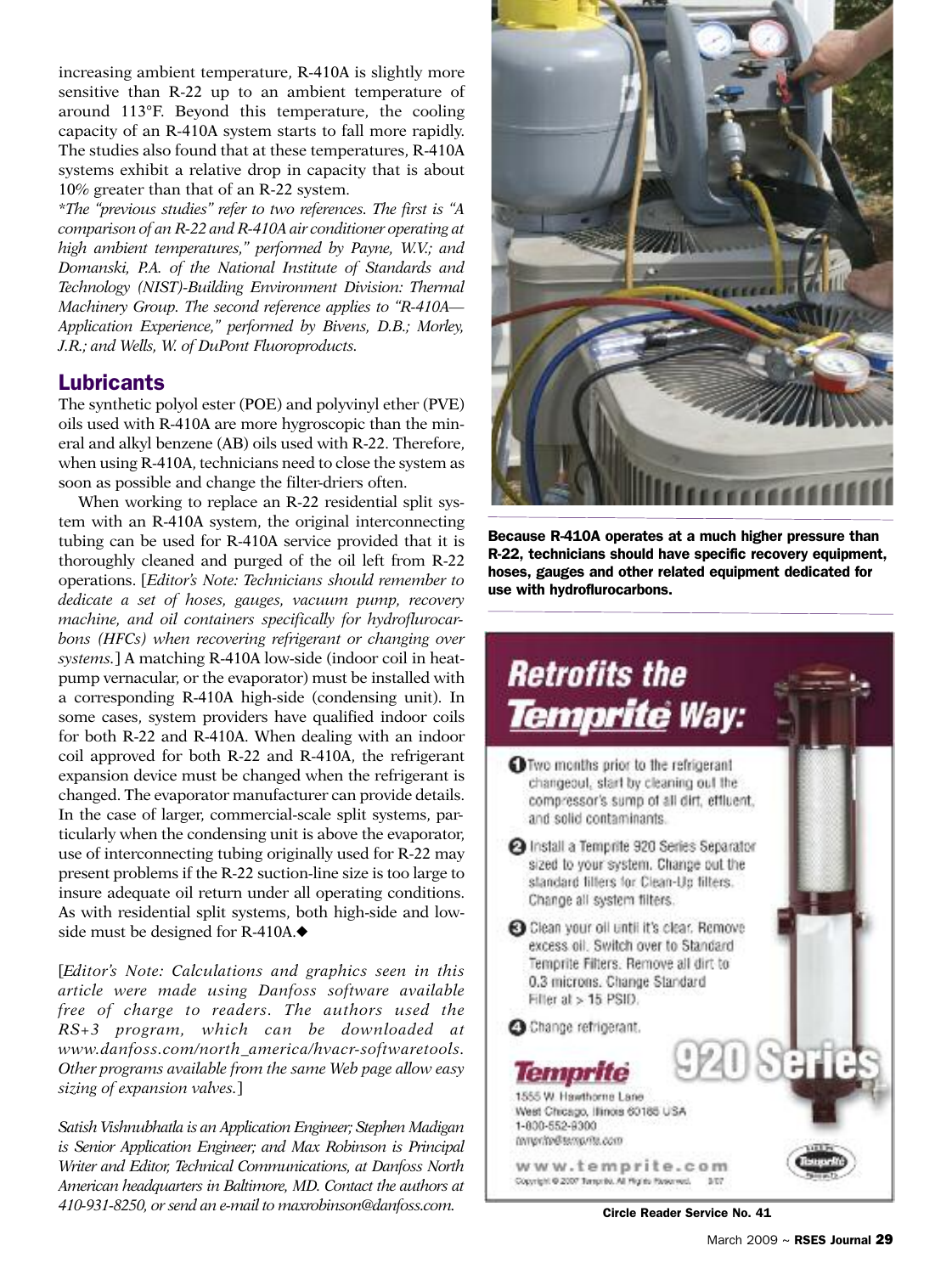increasing ambient temperature, R-410A is slightly more sensitive than R-22 up to an ambient temperature of around 113°F. Beyond this temperature, the cooling capacity of an R-410A system starts to fall more rapidly. The studies also found that at these temperatures, R-410A systems exhibit a relative drop in capacity that is about 10% greater than that of an R-22 system.

**The "previous studies" refer to two references. The first is "A comparison of an R-22 and R-410A air conditioner operating at high ambient temperatures," performed by Payne, W.V.; and Domanski, P.A. of the National Institute of Standards and Technology (NIST)-Building Environment Division: Thermal Machinery Group. The second reference applies to "R-410A—Application Experience," performed by Bivens, D.B.; Morley, J.R.; and Wells, W. of DuPont Fluoroproducts.*

## Lubricants

The synthetic polyol ester (POE) and polyvinyl ether (PVE) oils used with R-410A are more hygroscopic than the mineral and alkyl benzene (AB) oils used with R-22. Therefore, when using R-410A, technicians need to close the system as soon as possible and change the filter-driers often.

When working to replace an R-22 residential split system with an R-410A system, the original interconnecting tubing can be used for R-410A service provided that it is thoroughly cleaned and purged of the oil left from R-22 operations. [*Editor's Note: Technicians should remember to dedicate a set of hoses, gauges, vacuum pump, recovery machine, and oil containers specifically for hydroflurocarbons (HFCs) when recovering refrigerant or changing over systems.*] A matching R-410A low-side (indoor coil in heat-pump vernacular, or the evaporator) must be installed with a corresponding R-410A high-side (condensing unit). In some cases, system providers have qualified indoor coils for both R-22 and R-410A. When dealing with an indoor coil approved for both R-22 and R-410A, the refrigerant expansion device must be changed when the refrigerant is changed. The evaporator manufacturer can provide details. In the case of larger, commercial-scale split systems, particularly when the condensing unit is above the evaporator, use of interconnecting tubing originally used for R-22 may present problems if the R-22 suction-line size is too large to insure adequate oil return under all operating conditions. As with residential split systems, both high-side and low-side must be designed for R-410A.◆

[*Editor's Note: Calculations and graphics seen in this article were made using Danfoss software available free of charge to readers. The authors used the RS+3 program, which can be downloaded at www.danfoss.com/north_america/hvacr-softwaretools. Other programs available from the same Web page allow easy sizing of expansion valves.*]

*Satish Vishnubhatla is an Application Engineer; Stephen Madigan is Senior Application Engineer; and Max Robinson is Principal Writer and Editor, Technical Communications, at Danfoss North American headquarters in Baltimore, MD. Contact the authors at 410-931-8250, or send an e-mail to maxrobinson@danfoss.com.*

**Because R-410A operates at a much higher pressure than R-22, technicians should have specific recovery equipment, hoses, gauges and other related equipment dedicated for use with hydroflurocarbons.**

## Retrofits the *Temprite* Way:

1. Two months prior to the refrigerant changeout, start by cleaning out the compressor's sump of all dirt, effluent, and solid contaminants.
2. Install a Temprite 920 Series Separator sized to your system. Change out the standard filters for Clean-Up filters. Change all system filters.
3. Clean your oil until it's clear. Remove excess oil. Switch over to Standard Temprite Filters. Remove all dirt to 0.3 microns. Change Standard Filter at > 15 PSID.
4. Change refrigerant.

**920 Series**

**Temprite**
1555 W Hawthorne Lane
West Chicago, Illinois 60185 USA
1-800-552-9300
temprite@temprite.com

www.temprite.com

Copyright © 2007 Temprite. All Rights Reserved. 3/07

**Circle Reader Service No. 41**